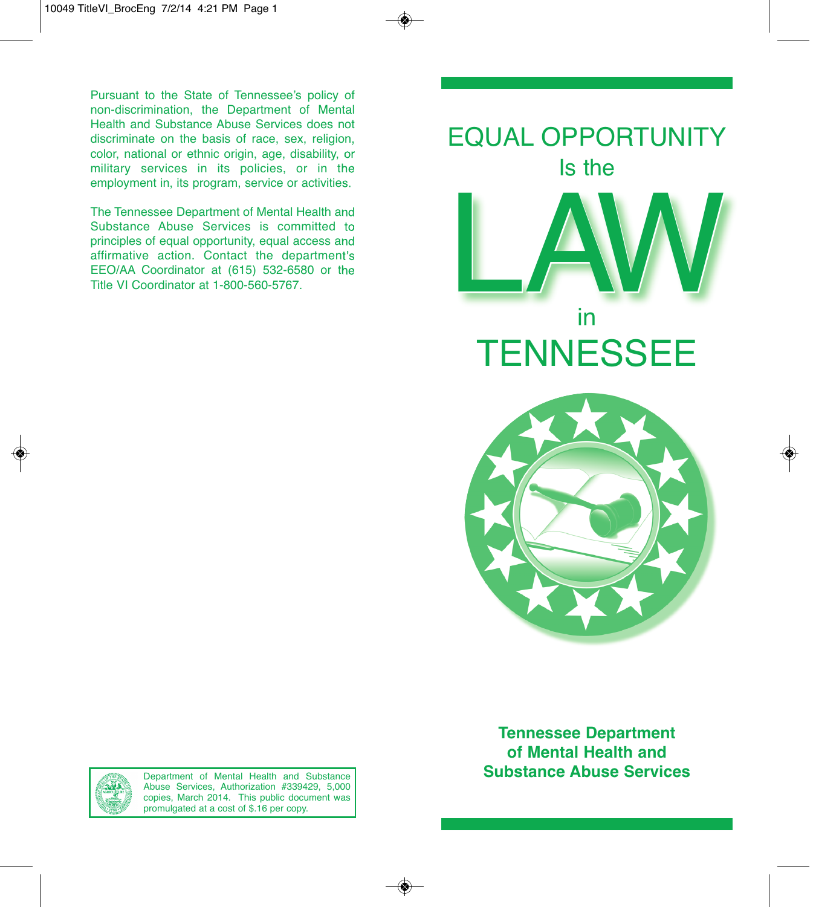Pursuant to the State of Tennessee's policy of non-discrimination, the Department of Mental Health and Substance Abuse Services does not discriminate on the basis of race, sex, religion, color, national or ethnic origin, age, disability, or military services in its policies, or in the employment in, its program, service or activities.

The Tennessee Department of Mental Health and Substance Abuse Services is committed to principles of equal opportunity, equal access and affirmative action. Contact the department's EEO/AA Coordinator at (615) 532-6580 or the Title VI Coordinator at 1-800-560-5767.

Department of Mental Health and Substance Abuse Services, Authorization #339429, 5,000 copies, March 2014. This public document was promulgated at a cost of $.16 per copy.

# EQUAL OPPORTUNITY Is the LAW in TENNESSEE

**Tennessee Department of Mental Health and Substance Abuse Services**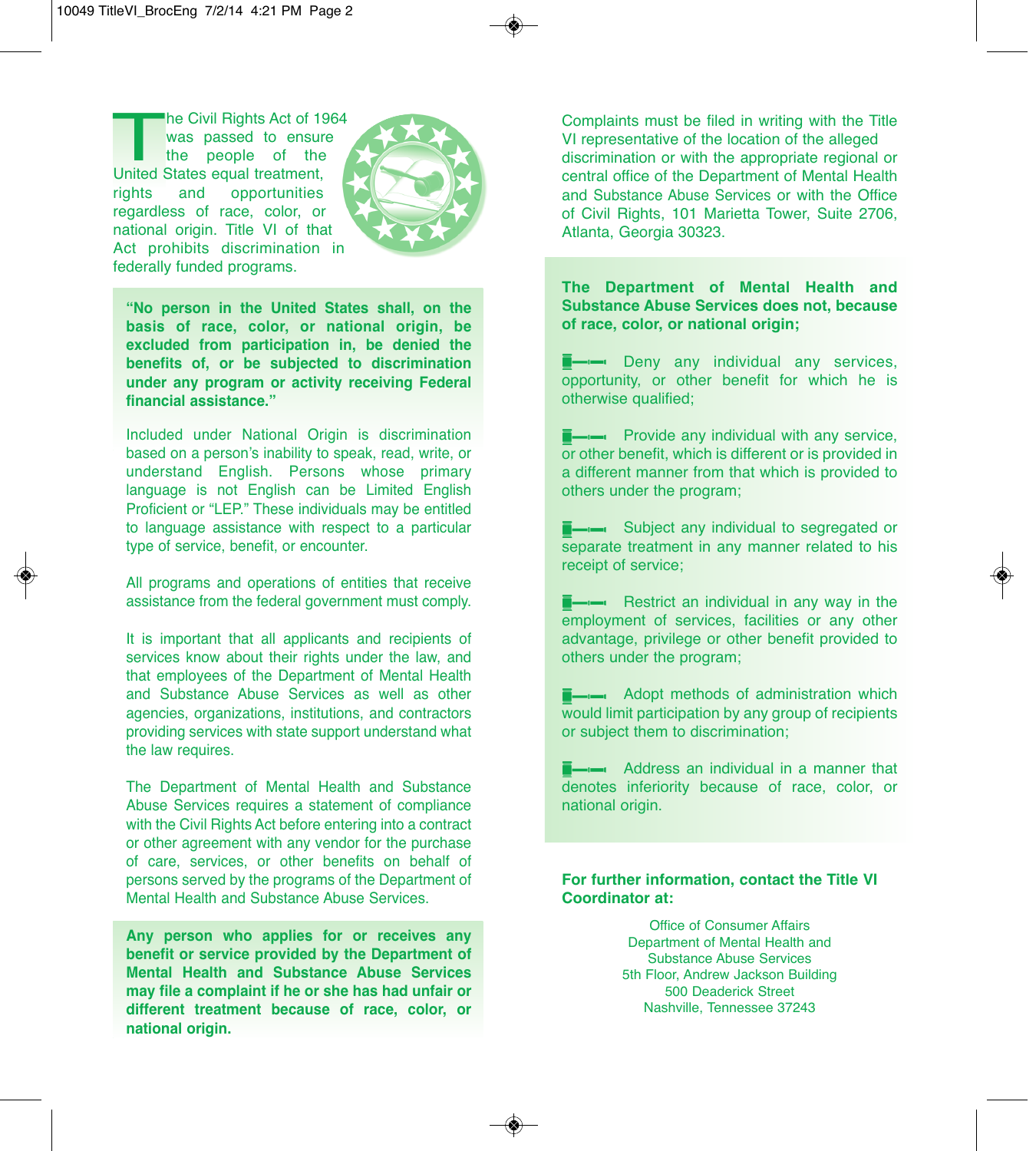The Civil Rights Act of 1964 was passed to ensure the people of the United States equal treatment, rights and opportunities regardless of race, color, or national origin. Title VI of that Act prohibits discrimination in federally funded programs.

**"No person in the United States shall, on the basis of race, color, or national origin, be excluded from participation in, be denied the benefits of, or be subjected to discrimination under any program or activity receiving Federal financial assistance."**

Included under National Origin is discrimination based on a person's inability to speak, read, write, or understand English. Persons whose primary language is not English can be Limited English Proficient or "LEP." These individuals may be entitled to language assistance with respect to a particular type of service, benefit, or encounter.

All programs and operations of entities that receive assistance from the federal government must comply.

It is important that all applicants and recipients of services know about their rights under the law, and that employees of the Department of Mental Health and Substance Abuse Services as well as other agencies, organizations, institutions, and contractors providing services with state support understand what the law requires.

The Department of Mental Health and Substance Abuse Services requires a statement of compliance with the Civil Rights Act before entering into a contract or other agreement with any vendor for the purchase of care, services, or other benefits on behalf of persons served by the programs of the Department of Mental Health and Substance Abuse Services.

**Any person who applies for or receives any benefit or service provided by the Department of Mental Health and Substance Abuse Services may file a complaint if he or she has had unfair or different treatment because of race, color, or national origin.**

Complaints must be filed in writing with the Title VI representative of the location of the alleged discrimination or with the appropriate regional or central office of the Department of Mental Health and Substance Abuse Services or with the Office of Civil Rights, 101 Marietta Tower, Suite 2706, Atlanta, Georgia 30323.

**The Department of Mental Health and Substance Abuse Services does not, because of race, color, or national origin;**

- Deny any individual any services, opportunity, or other benefit for which he is otherwise qualified;
- Provide any individual with any service, or other benefit, which is different or is provided in a different manner from that which is provided to others under the program;
- Subject any individual to segregated or separate treatment in any manner related to his receipt of service;
- Restrict an individual in any way in the employment of services, facilities or any other advantage, privilege or other benefit provided to others under the program;
- Adopt methods of administration which would limit participation by any group of recipients or subject them to discrimination;
- Address an individual in a manner that denotes inferiority because of race, color, or national origin.

**For further information, contact the Title VI Coordinator at:**

Office of Consumer Affairs
Department of Mental Health and
Substance Abuse Services
5th Floor, Andrew Jackson Building
500 Deaderick Street
Nashville, Tennessee 37243